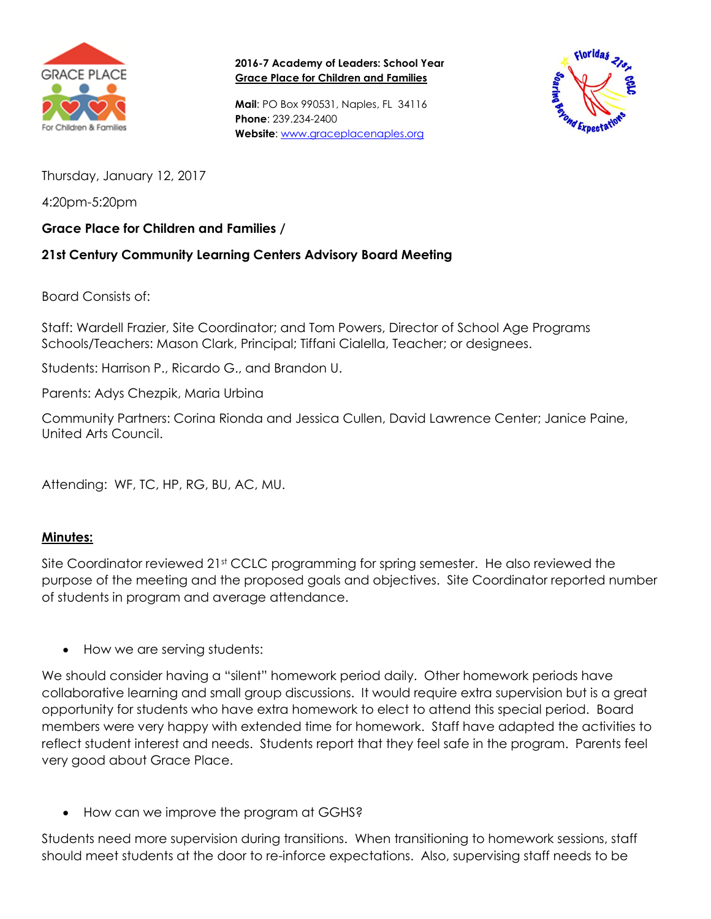**2016-7 Academy of Leaders: School Year**
**Grace Place for Children and Families**

**Mail**: PO Box 990531, Naples, FL 34116
**Phone**: 239.234-2400
**Website**: www.graceplacenaples.org

Thursday, January 12, 2017

4:20pm-5:20pm

**Grace Place for Children and Families /**

**21st Century Community Learning Centers Advisory Board Meeting**

Board Consists of:

Staff: Wardell Frazier, Site Coordinator; and Tom Powers, Director of School Age Programs
Schools/Teachers: Mason Clark, Principal; Tiffani Cialella, Teacher; or designees.

Students: Harrison P., Ricardo G., and Brandon U.

Parents: Adys Chezpik, Maria Urbina

Community Partners: Corina Rionda and Jessica Cullen, David Lawrence Center; Janice Paine, United Arts Council.

Attending: WF, TC, HP, RG, BU, AC, MU.

**Minutes:**

Site Coordinator reviewed 21st CCLC programming for spring semester. He also reviewed the purpose of the meeting and the proposed goals and objectives. Site Coordinator reported number of students in program and average attendance.

- How we are serving students:

We should consider having a "silent" homework period daily. Other homework periods have collaborative learning and small group discussions. It would require extra supervision but is a great opportunity for students who have extra homework to elect to attend this special period. Board members were very happy with extended time for homework. Staff have adapted the activities to reflect student interest and needs. Students report that they feel safe in the program. Parents feel very good about Grace Place.

- How can we improve the program at GGHS?

Students need more supervision during transitions. When transitioning to homework sessions, staff should meet students at the door to re-inforce expectations. Also, supervising staff needs to be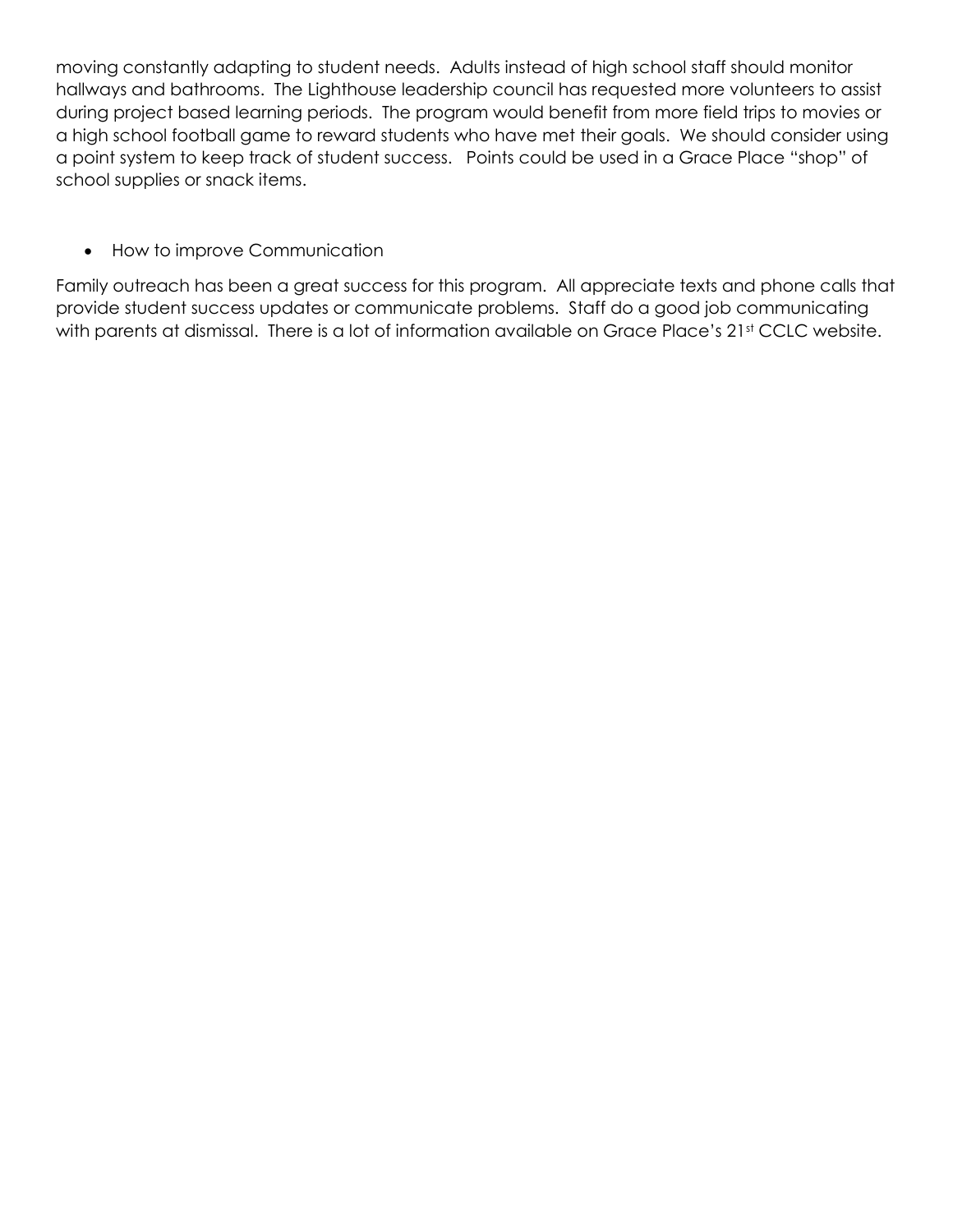moving constantly adapting to student needs. Adults instead of high school staff should monitor hallways and bathrooms. The Lighthouse leadership council has requested more volunteers to assist during project based learning periods. The program would benefit from more field trips to movies or a high school football game to reward students who have met their goals. We should consider using a point system to keep track of student success. Points could be used in a Grace Place "shop" of school supplies or snack items.

- How to improve Communication

Family outreach has been a great success for this program. All appreciate texts and phone calls that provide student success updates or communicate problems. Staff do a good job communicating with parents at dismissal. There is a lot of information available on Grace Place's 21st CCLC website.